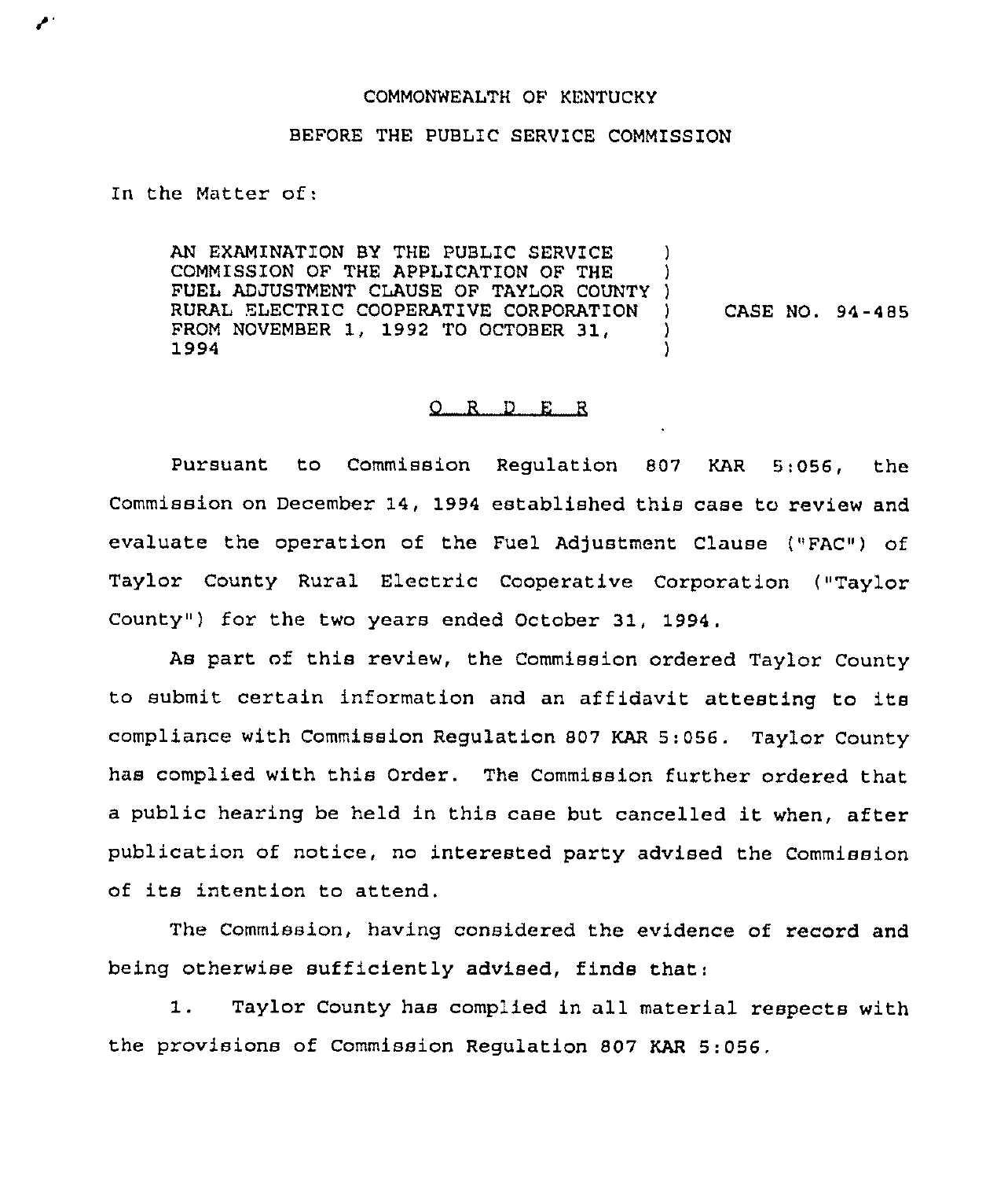COMMONWEALTH OF KENTUCKY

BEFORE THE PUBLIC SERVICE COMMISSION

In the Matter of:

| | | |
|---|---|---|
| AN EXAMINATION BY THE PUBLIC SERVICE COMMISSION OF THE APPLICATION OF THE FUEL ADJUSTMENT CLAUSE OF TAYLOR COUNTY RURAL ELECTRIC COOPERATIVE CORPORATION FROM NOVEMBER 1, 1992 TO OCTOBER 31, 1994 | ) | CASE NO. 94-485 |

## O R D E R

Pursuant to Commission Regulation 807 KAR 5:056, the Commission on December 14, 1994 established this case to review and evaluate the operation of the Fuel Adjustment Clause ("FAC") of Taylor County Rural Electric Cooperative Corporation ("Taylor County") for the two years ended October 31, 1994.

As part of this review, the Commission ordered Taylor County to submit certain information and an affidavit attesting to its compliance with Commission Regulation 807 KAR 5:056. Taylor County has complied with this Order. The Commission further ordered that a public hearing be held in this case but cancelled it when, after publication of notice, no interested party advised the Commission of its intention to attend.

The Commission, having considered the evidence of record and being otherwise sufficiently advised, finds that:

1. Taylor County has complied in all material respects with the provisions of Commission Regulation 807 KAR 5:056.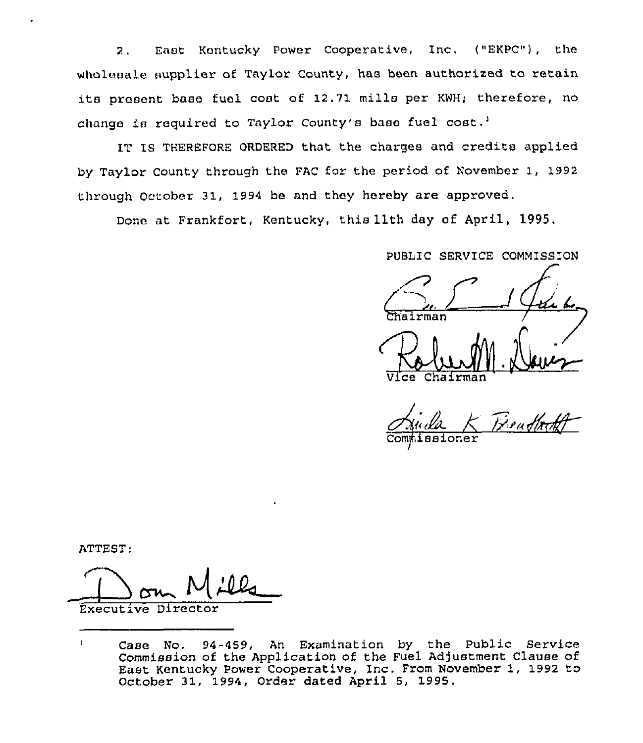2. East Kentucky Power Cooperative, Inc. ("EKPC"), the wholesale supplier of Taylor County, has been authorized to retain its present base fuel cost of 12.71 mills per KWH; therefore, no change is required to Taylor County's base fuel cost.[1]

IT IS THEREFORE ORDERED that the charges and credits applied by Taylor County through the FAC for the period of November 1, 1992 through October 31, 1994 be and they hereby are approved.

Done at Frankfort, Kentucky, this 11th day of April, 1995.

PUBLIC SERVICE COMMISSION

Chairman

Vice Chairman

Commissioner

ATTEST:

Executive Director

[1] Case No. 94-459, An Examination by the Public Service Commission of the Application of the Fuel Adjustment Clause of East Kentucky Power Cooperative, Inc. From November 1, 1992 to October 31, 1994, Order dated April 5, 1995.